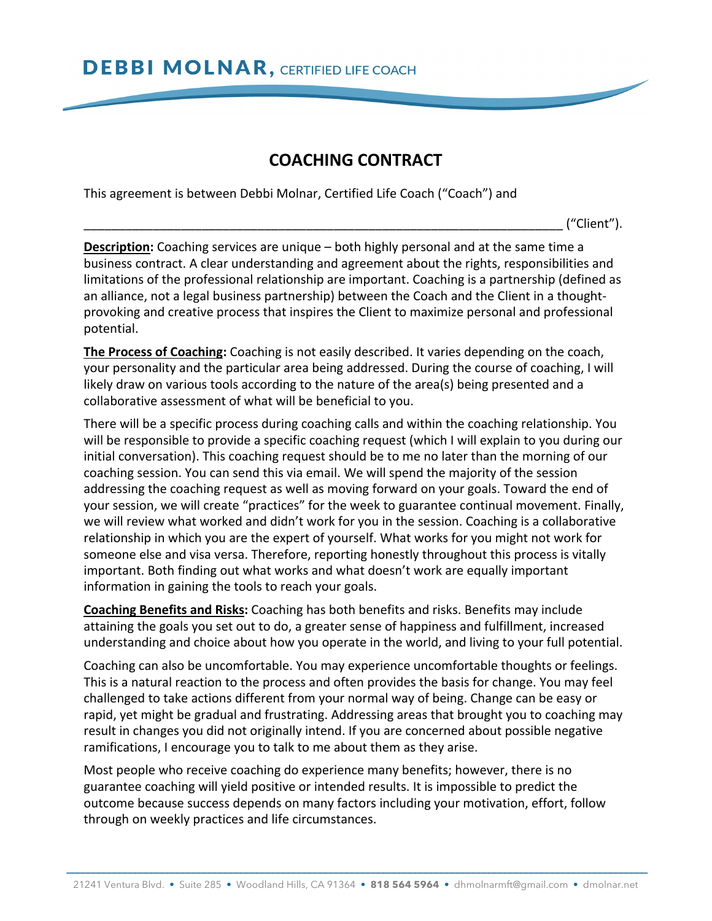# DEBBI MOLNAR, CERTIFIED LIFE COACH

## COACHING CONTRACT

This agreement is between Debbi Molnar, Certified Life Coach ("Coach") and

_____________________________________________________________________ ("Client").

**<u>Description</u>:** Coaching services are unique – both highly personal and at the same time a business contract. A clear understanding and agreement about the rights, responsibilities and limitations of the professional relationship are important. Coaching is a partnership (defined as an alliance, not a legal business partnership) between the Coach and the Client in a thought-provoking and creative process that inspires the Client to maximize personal and professional potential.

**<u>The Process of Coaching</u>:** Coaching is not easily described. It varies depending on the coach, your personality and the particular area being addressed. During the course of coaching, I will likely draw on various tools according to the nature of the area(s) being presented and a collaborative assessment of what will be beneficial to you.

There will be a specific process during coaching calls and within the coaching relationship. You will be responsible to provide a specific coaching request (which I will explain to you during our initial conversation). This coaching request should be to me no later than the morning of our coaching session. You can send this via email. We will spend the majority of the session addressing the coaching request as well as moving forward on your goals. Toward the end of your session, we will create "practices" for the week to guarantee continual movement. Finally, we will review what worked and didn't work for you in the session. Coaching is a collaborative relationship in which you are the expert of yourself. What works for you might not work for someone else and visa versa. Therefore, reporting honestly throughout this process is vitally important. Both finding out what works and what doesn't work are equally important information in gaining the tools to reach your goals.

**<u>Coaching Benefits and Risks</u>:** Coaching has both benefits and risks. Benefits may include attaining the goals you set out to do, a greater sense of happiness and fulfillment, increased understanding and choice about how you operate in the world, and living to your full potential.

Coaching can also be uncomfortable. You may experience uncomfortable thoughts or feelings. This is a natural reaction to the process and often provides the basis for change. You may feel challenged to take actions different from your normal way of being. Change can be easy or rapid, yet might be gradual and frustrating. Addressing areas that brought you to coaching may result in changes you did not originally intend. If you are concerned about possible negative ramifications, I encourage you to talk to me about them as they arise.

Most people who receive coaching do experience many benefits; however, there is no guarantee coaching will yield positive or intended results. It is impossible to predict the outcome because success depends on many factors including your motivation, effort, follow through on weekly practices and life circumstances.

21241 Ventura Blvd. • Suite 285 • Woodland Hills, CA 91364 • **818 564 5964** • dhmolnarmft@gmail.com • dmolnar.net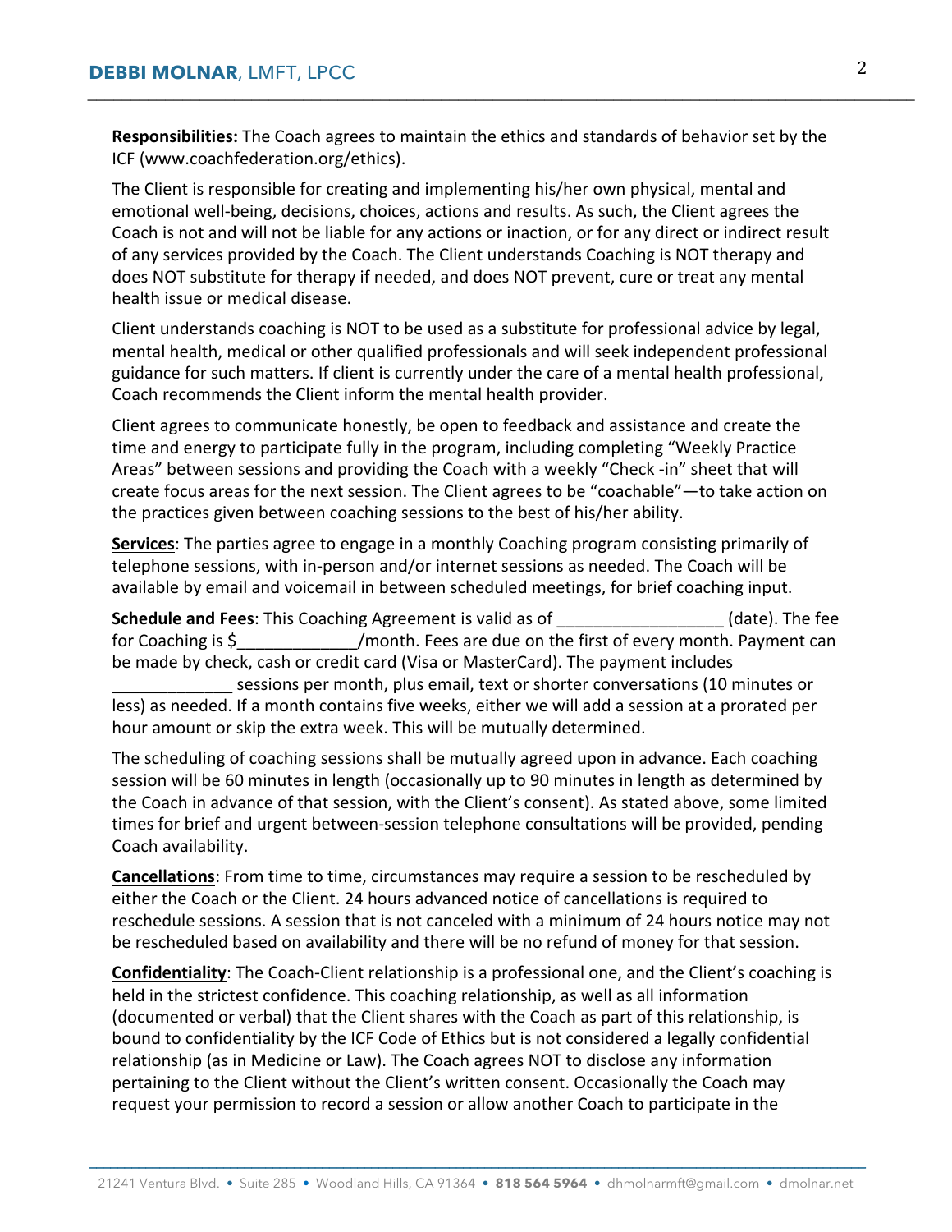**Responsibilities:** The Coach agrees to maintain the ethics and standards of behavior set by the ICF (www.coachfederation.org/ethics).

The Client is responsible for creating and implementing his/her own physical, mental and emotional well-being, decisions, choices, actions and results. As such, the Client agrees the Coach is not and will not be liable for any actions or inaction, or for any direct or indirect result of any services provided by the Coach. The Client understands Coaching is NOT therapy and does NOT substitute for therapy if needed, and does NOT prevent, cure or treat any mental health issue or medical disease.

Client understands coaching is NOT to be used as a substitute for professional advice by legal, mental health, medical or other qualified professionals and will seek independent professional guidance for such matters. If client is currently under the care of a mental health professional, Coach recommends the Client inform the mental health provider.

Client agrees to communicate honestly, be open to feedback and assistance and create the time and energy to participate fully in the program, including completing "Weekly Practice Areas" between sessions and providing the Coach with a weekly "Check -in" sheet that will create focus areas for the next session. The Client agrees to be "coachable"—to take action on the practices given between coaching sessions to the best of his/her ability.

**Services**: The parties agree to engage in a monthly Coaching program consisting primarily of telephone sessions, with in-person and/or internet sessions as needed. The Coach will be available by email and voicemail in between scheduled meetings, for brief coaching input.

**Schedule and Fees**: This Coaching Agreement is valid as of __________________ (date). The fee for Coaching is $_____________/month. Fees are due on the first of every month. Payment can be made by check, cash or credit card (Visa or MasterCard). The payment includes _____________ sessions per month, plus email, text or shorter conversations (10 minutes or less) as needed. If a month contains five weeks, either we will add a session at a prorated per hour amount or skip the extra week. This will be mutually determined.

The scheduling of coaching sessions shall be mutually agreed upon in advance. Each coaching session will be 60 minutes in length (occasionally up to 90 minutes in length as determined by the Coach in advance of that session, with the Client's consent). As stated above, some limited times for brief and urgent between-session telephone consultations will be provided, pending Coach availability.

**Cancellations**: From time to time, circumstances may require a session to be rescheduled by either the Coach or the Client. 24 hours advanced notice of cancellations is required to reschedule sessions. A session that is not canceled with a minimum of 24 hours notice may not be rescheduled based on availability and there will be no refund of money for that session.

**Confidentiality**: The Coach-Client relationship is a professional one, and the Client's coaching is held in the strictest confidence. This coaching relationship, as well as all information (documented or verbal) that the Client shares with the Coach as part of this relationship, is bound to confidentiality by the ICF Code of Ethics but is not considered a legally confidential relationship (as in Medicine or Law). The Coach agrees NOT to disclose any information pertaining to the Client without the Client's written consent. Occasionally the Coach may request your permission to record a session or allow another Coach to participate in the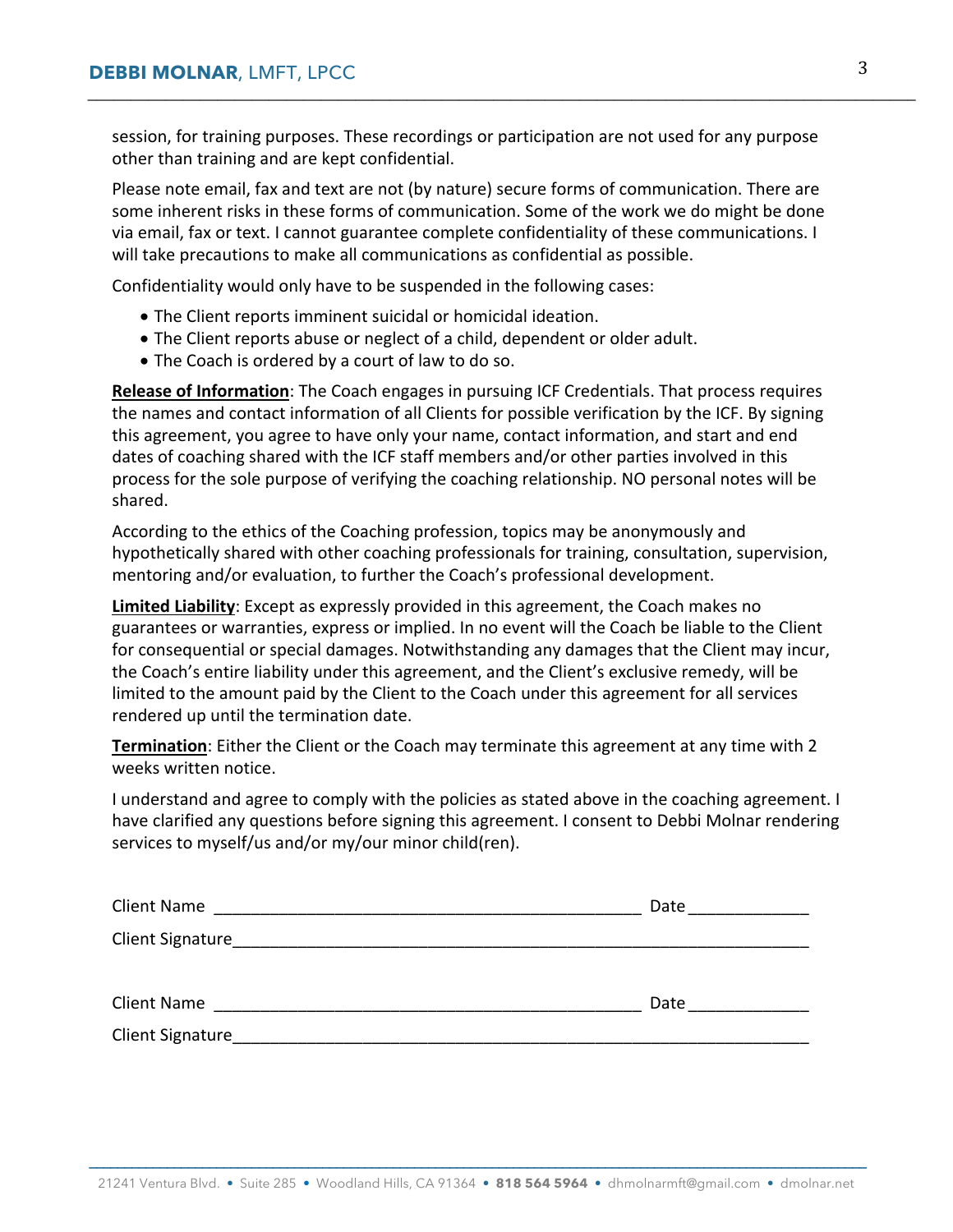session, for training purposes. These recordings or participation are not used for any purpose other than training and are kept confidential.

Please note email, fax and text are not (by nature) secure forms of communication. There are some inherent risks in these forms of communication. Some of the work we do might be done via email, fax or text. I cannot guarantee complete confidentiality of these communications. I will take precautions to make all communications as confidential as possible.

Confidentiality would only have to be suspended in the following cases:

- The Client reports imminent suicidal or homicidal ideation.
- The Client reports abuse or neglect of a child, dependent or older adult.
- The Coach is ordered by a court of law to do so.

**Release of Information**: The Coach engages in pursuing ICF Credentials. That process requires the names and contact information of all Clients for possible verification by the ICF. By signing this agreement, you agree to have only your name, contact information, and start and end dates of coaching shared with the ICF staff members and/or other parties involved in this process for the sole purpose of verifying the coaching relationship. NO personal notes will be shared.

According to the ethics of the Coaching profession, topics may be anonymously and hypothetically shared with other coaching professionals for training, consultation, supervision, mentoring and/or evaluation, to further the Coach's professional development.

**Limited Liability**: Except as expressly provided in this agreement, the Coach makes no guarantees or warranties, express or implied. In no event will the Coach be liable to the Client for consequential or special damages. Notwithstanding any damages that the Client may incur, the Coach's entire liability under this agreement, and the Client's exclusive remedy, will be limited to the amount paid by the Client to the Coach under this agreement for all services rendered up until the termination date.

**Termination**: Either the Client or the Coach may terminate this agreement at any time with 2 weeks written notice.

I understand and agree to comply with the policies as stated above in the coaching agreement. I have clarified any questions before signing this agreement. I consent to Debbi Molnar rendering services to myself/us and/or my/our minor child(ren).

Client Name _______________________________________________ Date _____________

Client Signature_______________________________________________________________

Client Name _______________________________________________ Date _____________

Client Signature_______________________________________________________________